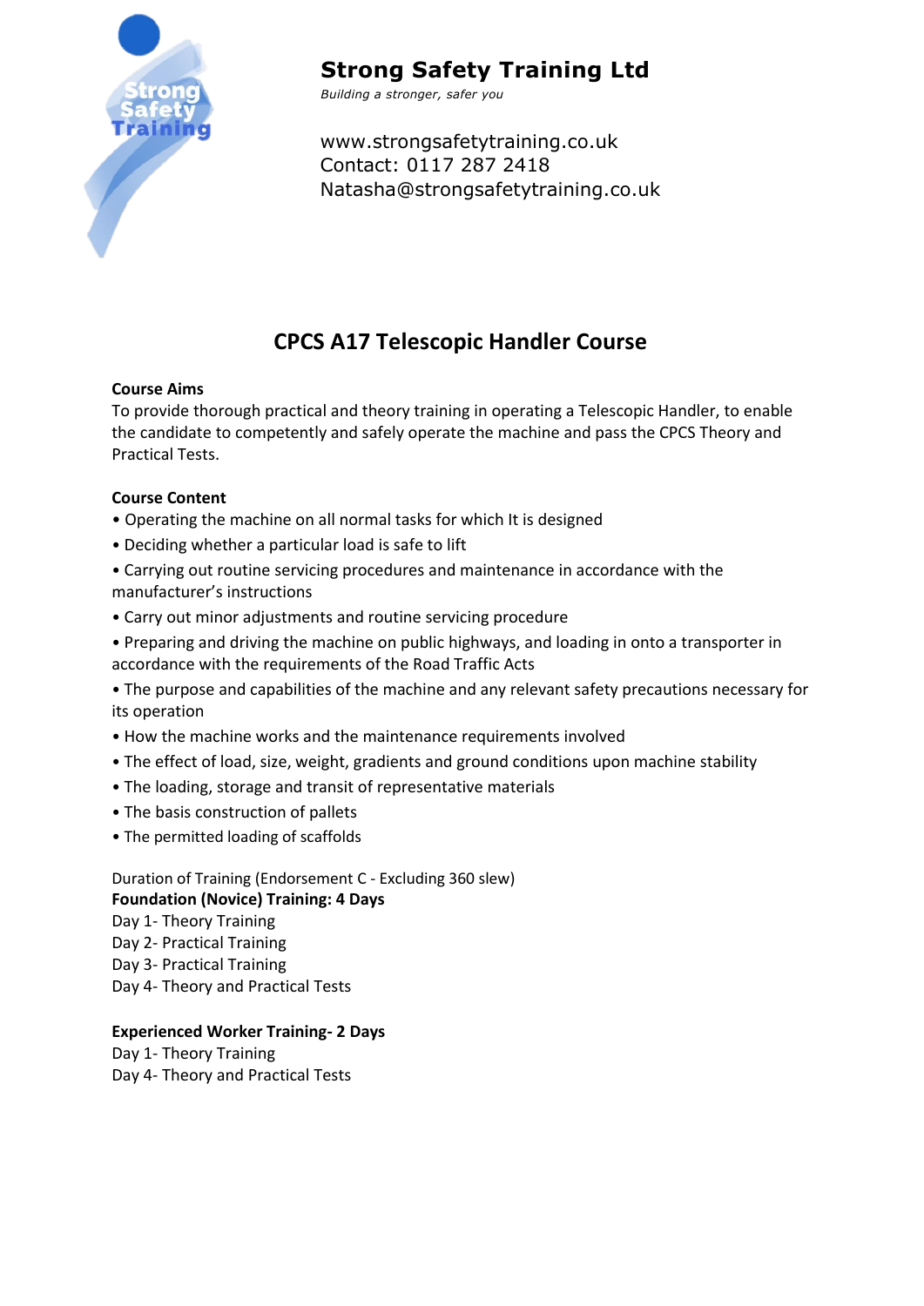# Strong Safety Training Ltd

*Building a stronger, safer you*

www.strongsafetytraining.co.uk
Contact: 0117 287 2418
Natasha@strongsafetytraining.co.uk

## CPCS A17 Telescopic Handler Course

**Course Aims**

To provide thorough practical and theory training in operating a Telescopic Handler, to enable the candidate to competently and safely operate the machine and pass the CPCS Theory and Practical Tests.

**Course Content**

- Operating the machine on all normal tasks for which It is designed
- Deciding whether a particular load is safe to lift
- Carrying out routine servicing procedures and maintenance in accordance with the manufacturer's instructions
- Carry out minor adjustments and routine servicing procedure
- Preparing and driving the machine on public highways, and loading in onto a transporter in accordance with the requirements of the Road Traffic Acts
- The purpose and capabilities of the machine and any relevant safety precautions necessary for its operation
- How the machine works and the maintenance requirements involved
- The effect of load, size, weight, gradients and ground conditions upon machine stability
- The loading, storage and transit of representative materials
- The basis construction of pallets
- The permitted loading of scaffolds

Duration of Training (Endorsement C - Excluding 360 slew)

**Foundation (Novice) Training: 4 Days**

Day 1- Theory Training
Day 2- Practical Training
Day 3- Practical Training
Day 4- Theory and Practical Tests

**Experienced Worker Training- 2 Days**

Day 1- Theory Training
Day 4- Theory and Practical Tests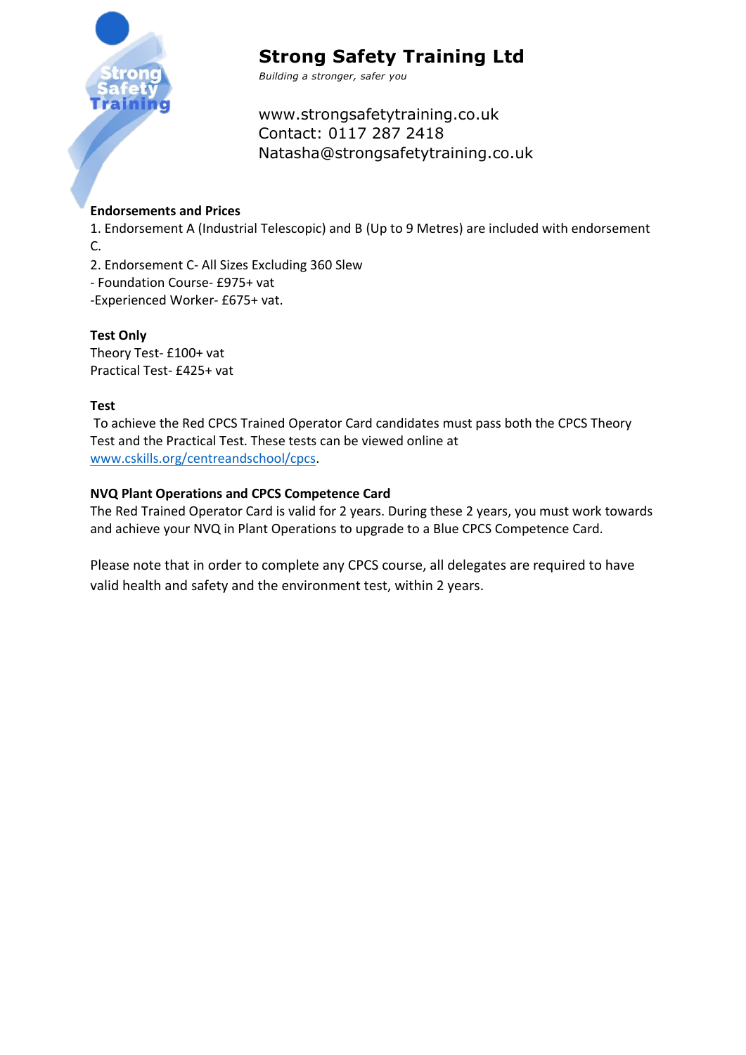# Strong Safety Training Ltd

*Building a stronger, safer you*

www.strongsafetytraining.co.uk
Contact: 0117 287 2418
Natasha@strongsafetytraining.co.uk

**Endorsements and Prices**

1. Endorsement A (Industrial Telescopic) and B (Up to 9 Metres) are included with endorsement C.
2. Endorsement C- All Sizes Excluding 360 Slew

- Foundation Course- £975+ vat
- Experienced Worker- £675+ vat.

**Test Only**

Theory Test- £100+ vat
Practical Test- £425+ vat

**Test**

To achieve the Red CPCS Trained Operator Card candidates must pass both the CPCS Theory Test and the Practical Test. These tests can be viewed online at [www.cskills.org/centreandschool/cpcs](www.cskills.org/centreandschool/cpcs).

**NVQ Plant Operations and CPCS Competence Card**

The Red Trained Operator Card is valid for 2 years. During these 2 years, you must work towards and achieve your NVQ in Plant Operations to upgrade to a Blue CPCS Competence Card.

Please note that in order to complete any CPCS course, all delegates are required to have valid health and safety and the environment test, within 2 years.